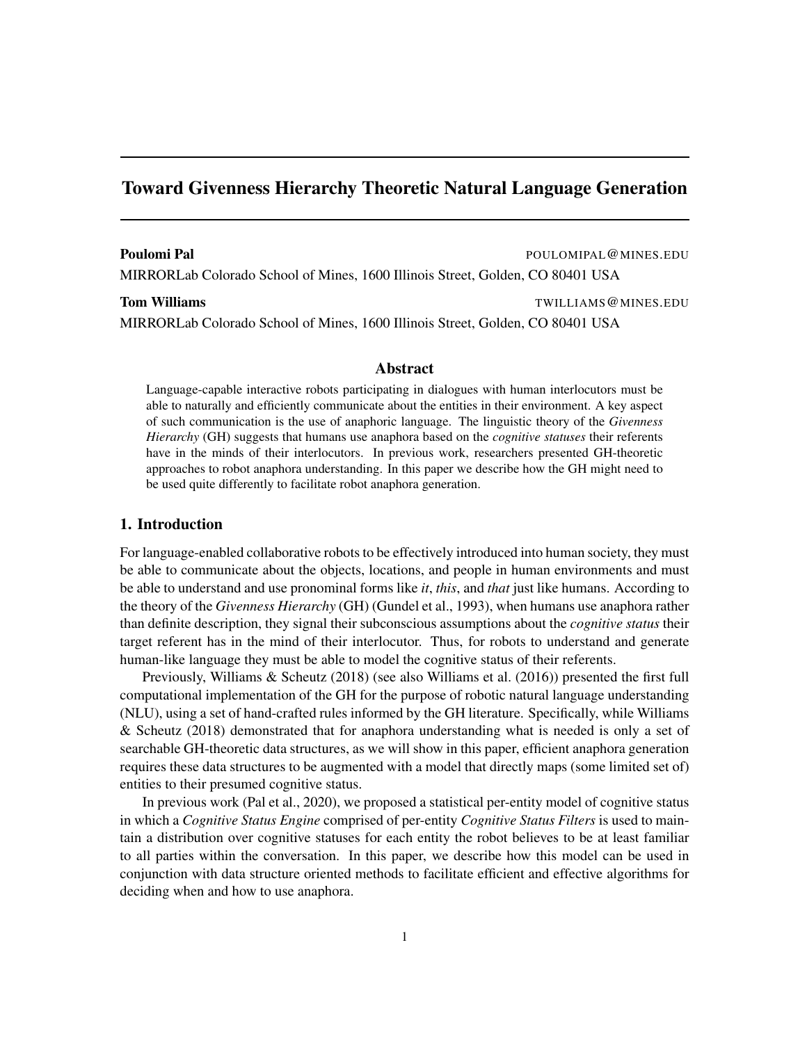# Toward Givenness Hierarchy Theoretic Natural Language Generation

**Poulomi Pal** POULOMIPAL@MINES.EDU

MIRRORLab Colorado School of Mines, 1600 Illinois Street, Golden, CO 80401 USA

**Tom Williams** TWILLIAMS@MINES.EDU

MIRRORLab Colorado School of Mines, 1600 Illinois Street, Golden, CO 80401 USA

## Abstract

Language-capable interactive robots participating in dialogues with human interlocutors must be able to naturally and efficiently communicate about the entities in their environment. A key aspect of such communication is the use of anaphoric language. The linguistic theory of the *Givenness Hierarchy* (GH) suggests that humans use anaphora based on the *cognitive statuses* their referents have in the minds of their interlocutors. In previous work, researchers presented GH-theoretic approaches to robot anaphora understanding. In this paper we describe how the GH might need to be used quite differently to facilitate robot anaphora generation.

## 1. Introduction

For language-enabled collaborative robots to be effectively introduced into human society, they must be able to communicate about the objects, locations, and people in human environments and must be able to understand and use pronominal forms like *it*, *this*, and *that* just like humans. According to the theory of the *Givenness Hierarchy* (GH) (Gundel et al., 1993), when humans use anaphora rather than definite description, they signal their subconscious assumptions about the *cognitive status* their target referent has in the mind of their interlocutor. Thus, for robots to understand and generate human-like language they must be able to model the cognitive status of their referents.

Previously, Williams & Scheutz (2018) (see also Williams et al. (2016)) presented the first full computational implementation of the GH for the purpose of robotic natural language understanding (NLU), using a set of hand-crafted rules informed by the GH literature. Specifically, while Williams & Scheutz (2018) demonstrated that for anaphora understanding what is needed is only a set of searchable GH-theoretic data structures, as we will show in this paper, efficient anaphora generation requires these data structures to be augmented with a model that directly maps (some limited set of) entities to their presumed cognitive status.

In previous work (Pal et al., 2020), we proposed a statistical per-entity model of cognitive status in which a *Cognitive Status Engine* comprised of per-entity *Cognitive Status Filters* is used to maintain a distribution over cognitive statuses for each entity the robot believes to be at least familiar to all parties within the conversation. In this paper, we describe how this model can be used in conjunction with data structure oriented methods to facilitate efficient and effective algorithms for deciding when and how to use anaphora.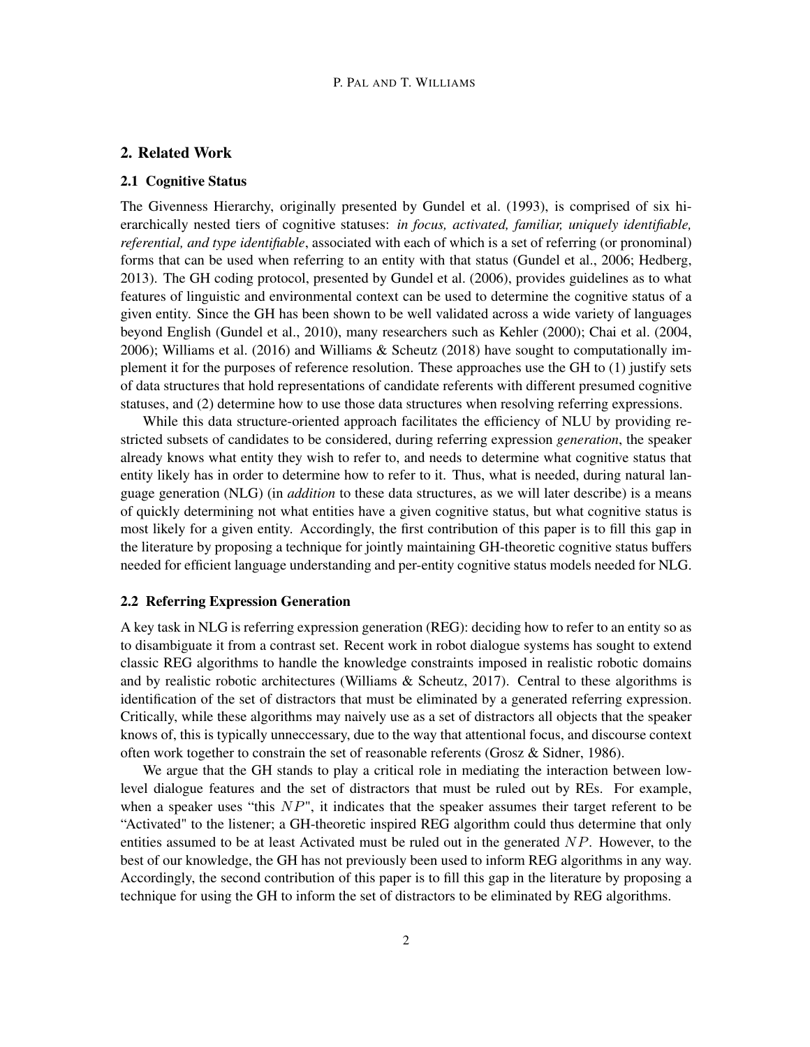## 2. Related Work

### 2.1 Cognitive Status

The Givenness Hierarchy, originally presented by Gundel et al. (1993), is comprised of six hierarchically nested tiers of cognitive statuses: *in focus, activated, familiar, uniquely identifiable, referential, and type identifiable*, associated with each of which is a set of referring (or pronominal) forms that can be used when referring to an entity with that status (Gundel et al., 2006; Hedberg, 2013). The GH coding protocol, presented by Gundel et al. (2006), provides guidelines as to what features of linguistic and environmental context can be used to determine the cognitive status of a given entity. Since the GH has been shown to be well validated across a wide variety of languages beyond English (Gundel et al., 2010), many researchers such as Kehler (2000); Chai et al. (2004, 2006); Williams et al. (2016) and Williams & Scheutz (2018) have sought to computationally implement it for the purposes of reference resolution. These approaches use the GH to (1) justify sets of data structures that hold representations of candidate referents with different presumed cognitive statuses, and (2) determine how to use those data structures when resolving referring expressions.

While this data structure-oriented approach facilitates the efficiency of NLU by providing restricted subsets of candidates to be considered, during referring expression *generation*, the speaker already knows what entity they wish to refer to, and needs to determine what cognitive status that entity likely has in order to determine how to refer to it. Thus, what is needed, during natural language generation (NLG) (in *addition* to these data structures, as we will later describe) is a means of quickly determining not what entities have a given cognitive status, but what cognitive status is most likely for a given entity. Accordingly, the first contribution of this paper is to fill this gap in the literature by proposing a technique for jointly maintaining GH-theoretic cognitive status buffers needed for efficient language understanding and per-entity cognitive status models needed for NLG.

### 2.2 Referring Expression Generation

A key task in NLG is referring expression generation (REG): deciding how to refer to an entity so as to disambiguate it from a contrast set. Recent work in robot dialogue systems has sought to extend classic REG algorithms to handle the knowledge constraints imposed in realistic robotic domains and by realistic robotic architectures (Williams & Scheutz, 2017). Central to these algorithms is identification of the set of distractors that must be eliminated by a generated referring expression. Critically, while these algorithms may naively use as a set of distractors all objects that the speaker knows of, this is typically unneccessary, due to the way that attentional focus, and discourse context often work together to constrain the set of reasonable referents (Grosz & Sidner, 1986).

We argue that the GH stands to play a critical role in mediating the interaction between low-level dialogue features and the set of distractors that must be ruled out by REs. For example, when a speaker uses "this $NP$", it indicates that the speaker assumes their target referent to be "Activated" to the listener; a GH-theoretic inspired REG algorithm could thus determine that only entities assumed to be at least Activated must be ruled out in the generated $NP$. However, to the best of our knowledge, the GH has not previously been used to inform REG algorithms in any way. Accordingly, the second contribution of this paper is to fill this gap in the literature by proposing a technique for using the GH to inform the set of distractors to be eliminated by REG algorithms.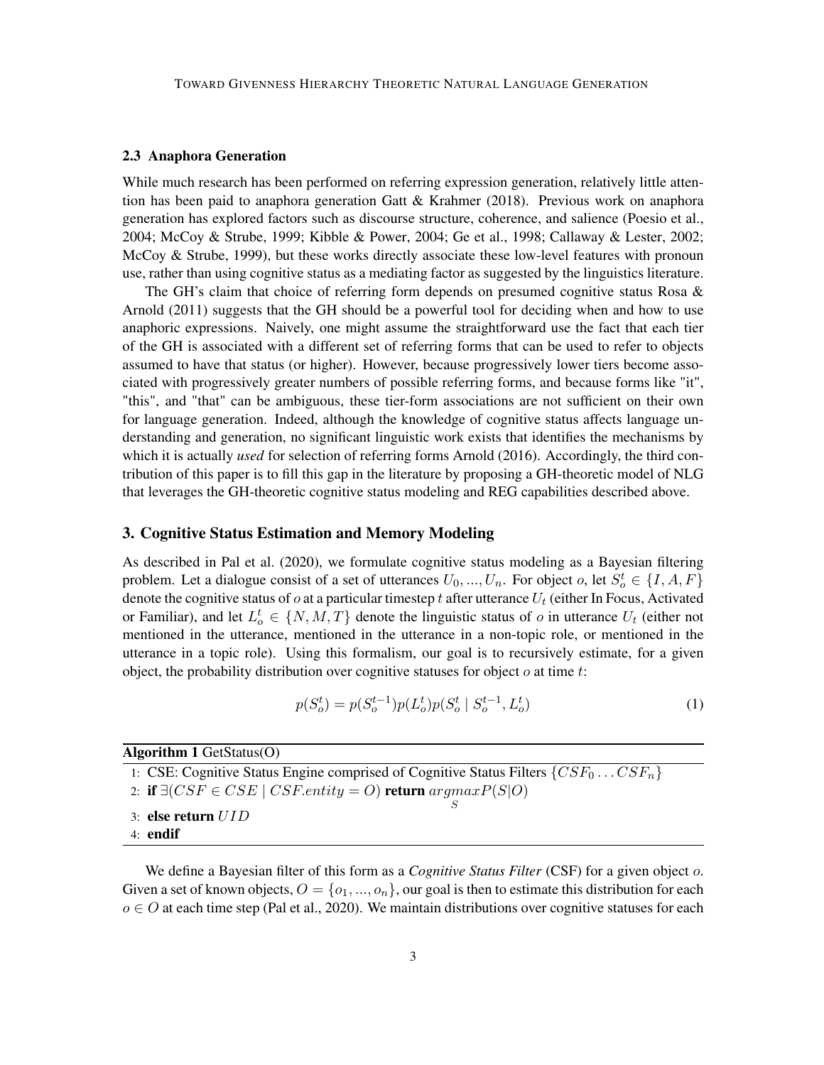### 2.3 Anaphora Generation

While much research has been performed on referring expression generation, relatively little attention has been paid to anaphora generation Gatt & Krahmer (2018). Previous work on anaphora generation has explored factors such as discourse structure, coherence, and salience (Poesio et al., 2004; McCoy & Strube, 1999; Kibble & Power, 2004; Ge et al., 1998; Callaway & Lester, 2002; McCoy & Strube, 1999), but these works directly associate these low-level features with pronoun use, rather than using cognitive status as a mediating factor as suggested by the linguistics literature.

The GH's claim that choice of referring form depends on presumed cognitive status Rosa & Arnold (2011) suggests that the GH should be a powerful tool for deciding when and how to use anaphoric expressions. Naively, one might assume the straightforward use the fact that each tier of the GH is associated with a different set of referring forms that can be used to refer to objects assumed to have that status (or higher). However, because progressively lower tiers become associated with progressively greater numbers of possible referring forms, and because forms like "it", "this", and "that" can be ambiguous, these tier-form associations are not sufficient on their own for language generation. Indeed, although the knowledge of cognitive status affects language understanding and generation, no significant linguistic work exists that identifies the mechanisms by which it is actually *used* for selection of referring forms Arnold (2016). Accordingly, the third contribution of this paper is to fill this gap in the literature by proposing a GH-theoretic model of NLG that leverages the GH-theoretic cognitive status modeling and REG capabilities described above.

## 3. Cognitive Status Estimation and Memory Modeling

As described in Pal et al. (2020), we formulate cognitive status modeling as a Bayesian filtering problem. Let a dialogue consist of a set of utterances $U_0, ..., U_n$. For object $o$, let $S_o^t \in \{I, A, F\}$ denote the cognitive status of $o$ at a particular timestep $t$ after utterance $U_t$ (either In Focus, Activated or Familiar), and let $L_o^t \in \{N, M, T\}$ denote the linguistic status of $o$ in utterance $U_t$ (either not mentioned in the utterance, mentioned in the utterance in a non-topic role, or mentioned in the utterance in a topic role). Using this formalism, our goal is to recursively estimate, for a given object, the probability distribution over cognitive statuses for object $o$ at time $t$:

$$p(S_o^t) = p(S_o^{t-1})p(L_o^t)p(S_o^t \mid S_o^{t-1}, L_o^t) \tag{1}$$

**Algorithm 1** GetStatus(O)

```
1: CSE: Cognitive Status Engine comprised of Cognitive Status Filters {CSF_0 ... CSF_n}
2: if ∃(CSF ∈ CSE | CSF.entity = O) return argmax_S P(S|O)
3: else return UID
4: endif
```

We define a Bayesian filter of this form as a *Cognitive Status Filter* (CSF) for a given object $o$. Given a set of known objects, $O = \{o_1, ..., o_n\}$, our goal is then to estimate this distribution for each $o \in O$ at each time step (Pal et al., 2020). We maintain distributions over cognitive statuses for each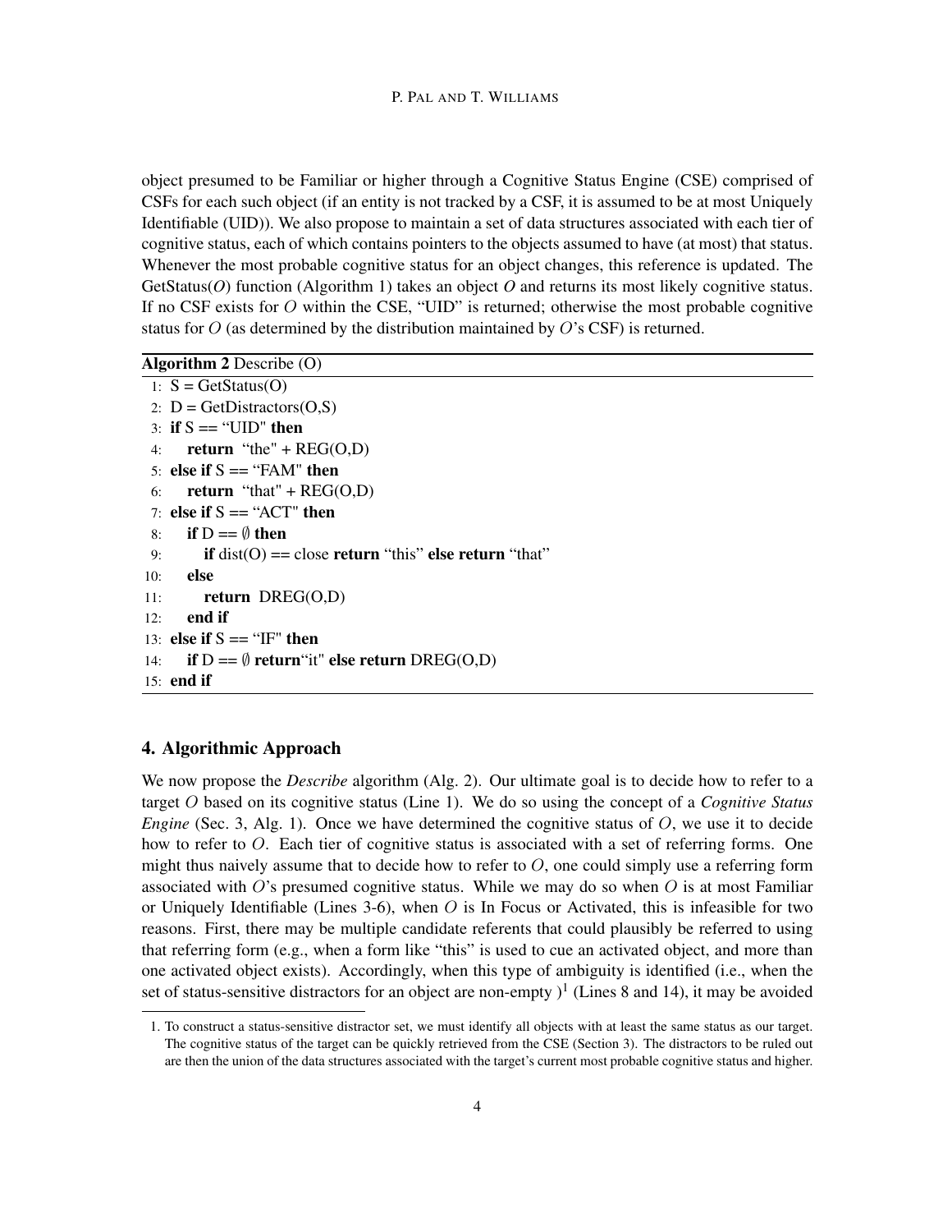object presumed to be Familiar or higher through a Cognitive Status Engine (CSE) comprised of CSFs for each such object (if an entity is not tracked by a CSF, it is assumed to be at most Uniquely Identifiable (UID)). We also propose to maintain a set of data structures associated with each tier of cognitive status, each of which contains pointers to the objects assumed to have (at most) that status. Whenever the most probable cognitive status for an object changes, this reference is updated. The GetStatus(*O*) function (Algorithm 1) takes an object *O* and returns its most likely cognitive status. If no CSF exists for $O$ within the CSE, "UID" is returned; otherwise the most probable cognitive status for $O$ (as determined by the distribution maintained by $O$'s CSF) is returned.

**Algorithm 2** Describe (O)

```
1:  S = GetStatus(O)
2:  D = GetDistractors(O,S)
3:  if S == "UID" then
4:     return "the" + REG(O,D)
5:  else if S == "FAM" then
6:     return "that" + REG(O,D)
7:  else if S == "ACT" then
8:     if D == ∅ then
9:        if dist(O) == close return "this" else return "that"
10:    else
11:       return DREG(O,D)
12:    end if
13: else if S == "IF" then
14:    if D == ∅ return"it" else return DREG(O,D)
15: end if
```

## 4. Algorithmic Approach

We now propose the *Describe* algorithm (Alg. 2). Our ultimate goal is to decide how to refer to a target $O$ based on its cognitive status (Line 1). We do so using the concept of a *Cognitive Status Engine* (Sec. 3, Alg. 1). Once we have determined the cognitive status of $O$, we use it to decide how to refer to $O$. Each tier of cognitive status is associated with a set of referring forms. One might thus naively assume that to decide how to refer to $O$, one could simply use a referring form associated with $O$'s presumed cognitive status. While we may do so when $O$ is at most Familiar or Uniquely Identifiable (Lines 3-6), when $O$ is In Focus or Activated, this is infeasible for two reasons. First, there may be multiple candidate referents that could plausibly be referred to using that referring form (e.g., when a form like "this" is used to cue an activated object, and more than one activated object exists). Accordingly, when this type of ambiguity is identified (i.e., when the set of status-sensitive distractors for an object are non-empty )[1] (Lines 8 and 14), it may be avoided

1. To construct a status-sensitive distractor set, we must identify all objects with at least the same status as our target. The cognitive status of the target can be quickly retrieved from the CSE (Section 3). The distractors to be ruled out are then the union of the data structures associated with the target's current most probable cognitive status and higher.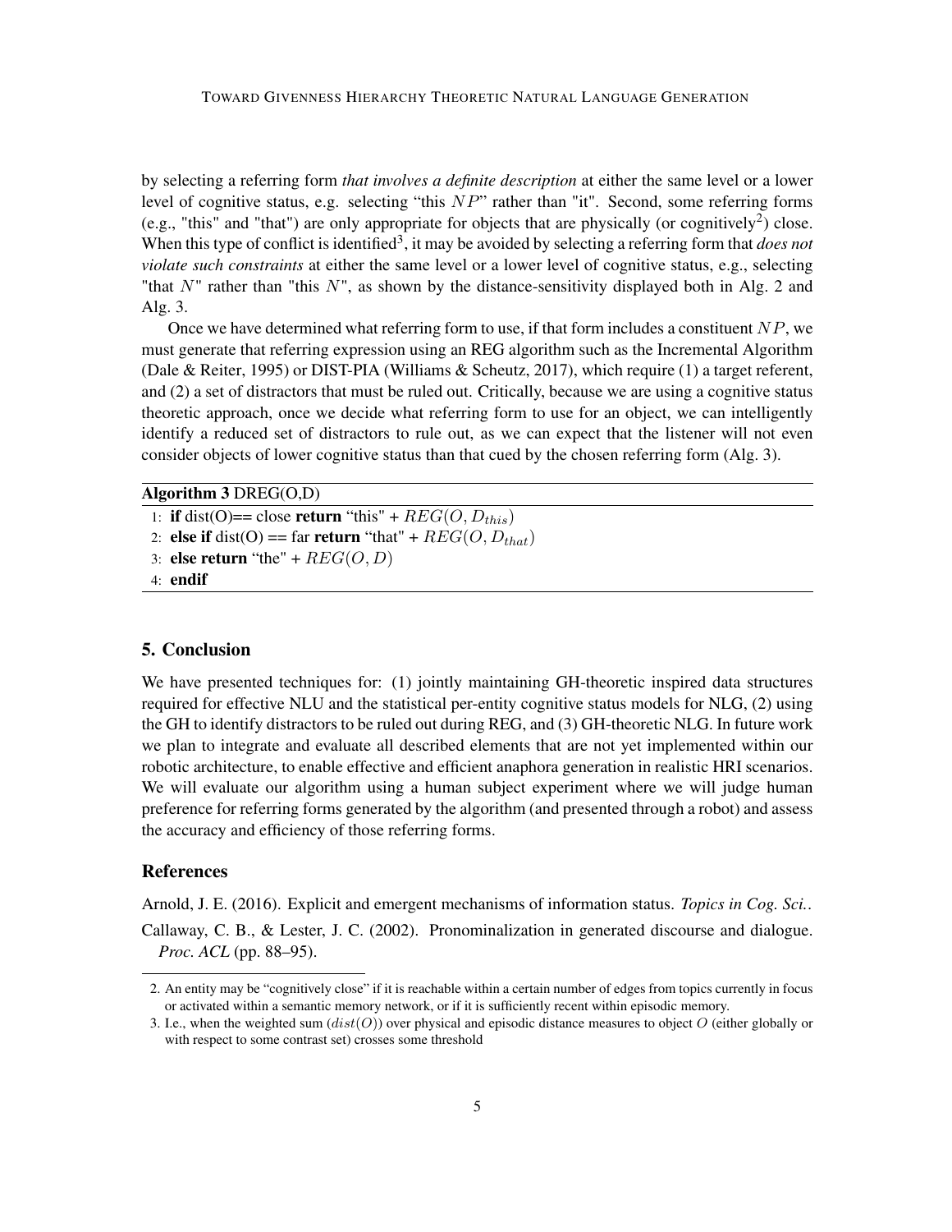by selecting a referring form *that involves a definite description* at either the same level or a lower level of cognitive status, e.g. selecting "this $NP$" rather than "it". Second, some referring forms (e.g., "this" and "that") are only appropriate for objects that are physically (or cognitively[2]) close. When this type of conflict is identified[3], it may be avoided by selecting a referring form that *does not violate such constraints* at either the same level or a lower level of cognitive status, e.g., selecting "that $N$" rather than "this $N$", as shown by the distance-sensitivity displayed both in Alg. 2 and Alg. 3.

Once we have determined what referring form to use, if that form includes a constituent $NP$, we must generate that referring expression using an REG algorithm such as the Incremental Algorithm (Dale & Reiter, 1995) or DIST-PIA (Williams & Scheutz, 2017), which require (1) a target referent, and (2) a set of distractors that must be ruled out. Critically, because we are using a cognitive status theoretic approach, once we decide what referring form to use for an object, we can intelligently identify a reduced set of distractors to rule out, as we can expect that the listener will not even consider objects of lower cognitive status than that cued by the chosen referring form (Alg. 3).

**Algorithm 3** DREG(O,D)

1: **if** dist(O)== close **return** "this" + $REG(O, D_{this})$
2: **else if** dist(O) == far **return** "that" + $REG(O, D_{that})$
3: **else return** "the" + $REG(O, D)$
4: **endif**

## 5. Conclusion

We have presented techniques for: (1) jointly maintaining GH-theoretic inspired data structures required for effective NLU and the statistical per-entity cognitive status models for NLG, (2) using the GH to identify distractors to be ruled out during REG, and (3) GH-theoretic NLG. In future work we plan to integrate and evaluate all described elements that are not yet implemented within our robotic architecture, to enable effective and efficient anaphora generation in realistic HRI scenarios. We will evaluate our algorithm using a human subject experiment where we will judge human preference for referring forms generated by the algorithm (and presented through a robot) and assess the accuracy and efficiency of those referring forms.

## References

Arnold, J. E. (2016). Explicit and emergent mechanisms of information status. *Topics in Cog. Sci.*.

Callaway, C. B., & Lester, J. C. (2002). Pronominalization in generated discourse and dialogue. *Proc. ACL* (pp. 88–95).

---

2. An entity may be "cognitively close" if it is reachable within a certain number of edges from topics currently in focus or activated within a semantic memory network, or if it is sufficiently recent within episodic memory.

3. I.e., when the weighted sum ($dist(O)$) over physical and episodic distance measures to object $O$ (either globally or with respect to some contrast set) crosses some threshold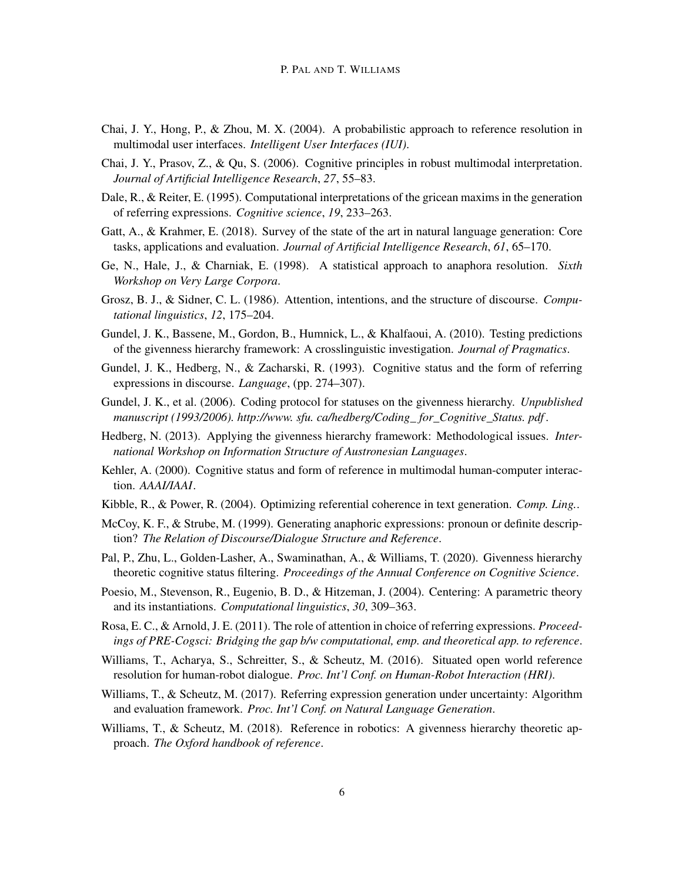Chai, J. Y., Hong, P., & Zhou, M. X. (2004). A probabilistic approach to reference resolution in multimodal user interfaces. *Intelligent User Interfaces (IUI)*.

Chai, J. Y., Prasov, Z., & Qu, S. (2006). Cognitive principles in robust multimodal interpretation. *Journal of Artificial Intelligence Research*, *27*, 55–83.

Dale, R., & Reiter, E. (1995). Computational interpretations of the gricean maxims in the generation of referring expressions. *Cognitive science*, *19*, 233–263.

Gatt, A., & Krahmer, E. (2018). Survey of the state of the art in natural language generation: Core tasks, applications and evaluation. *Journal of Artificial Intelligence Research*, *61*, 65–170.

Ge, N., Hale, J., & Charniak, E. (1998). A statistical approach to anaphora resolution. *Sixth Workshop on Very Large Corpora*.

Grosz, B. J., & Sidner, C. L. (1986). Attention, intentions, and the structure of discourse. *Computational linguistics*, *12*, 175–204.

Gundel, J. K., Bassene, M., Gordon, B., Humnick, L., & Khalfaoui, A. (2010). Testing predictions of the givenness hierarchy framework: A crosslinguistic investigation. *Journal of Pragmatics*.

Gundel, J. K., Hedberg, N., & Zacharski, R. (1993). Cognitive status and the form of referring expressions in discourse. *Language*, (pp. 274–307).

Gundel, J. K., et al. (2006). Coding protocol for statuses on the givenness hierarchy. *Unpublished manuscript (1993/2006). http://www. sfu. ca/hedberg/Coding_for_Cognitive_Status. pdf*.

Hedberg, N. (2013). Applying the givenness hierarchy framework: Methodological issues. *International Workshop on Information Structure of Austronesian Languages*.

Kehler, A. (2000). Cognitive status and form of reference in multimodal human-computer interaction. *AAAI/IAAI*.

Kibble, R., & Power, R. (2004). Optimizing referential coherence in text generation. *Comp. Ling.*.

McCoy, K. F., & Strube, M. (1999). Generating anaphoric expressions: pronoun or definite description? *The Relation of Discourse/Dialogue Structure and Reference*.

Pal, P., Zhu, L., Golden-Lasher, A., Swaminathan, A., & Williams, T. (2020). Givenness hierarchy theoretic cognitive status filtering. *Proceedings of the Annual Conference on Cognitive Science*.

Poesio, M., Stevenson, R., Eugenio, B. D., & Hitzeman, J. (2004). Centering: A parametric theory and its instantiations. *Computational linguistics*, *30*, 309–363.

Rosa, E. C., & Arnold, J. E. (2011). The role of attention in choice of referring expressions. *Proceedings of PRE-Cogsci: Bridging the gap b/w computational, emp. and theoretical app. to reference*.

Williams, T., Acharya, S., Schreitter, S., & Scheutz, M. (2016). Situated open world reference resolution for human-robot dialogue. *Proc. Int'l Conf. on Human-Robot Interaction (HRI)*.

Williams, T., & Scheutz, M. (2017). Referring expression generation under uncertainty: Algorithm and evaluation framework. *Proc. Int'l Conf. on Natural Language Generation*.

Williams, T., & Scheutz, M. (2018). Reference in robotics: A givenness hierarchy theoretic approach. *The Oxford handbook of reference*.